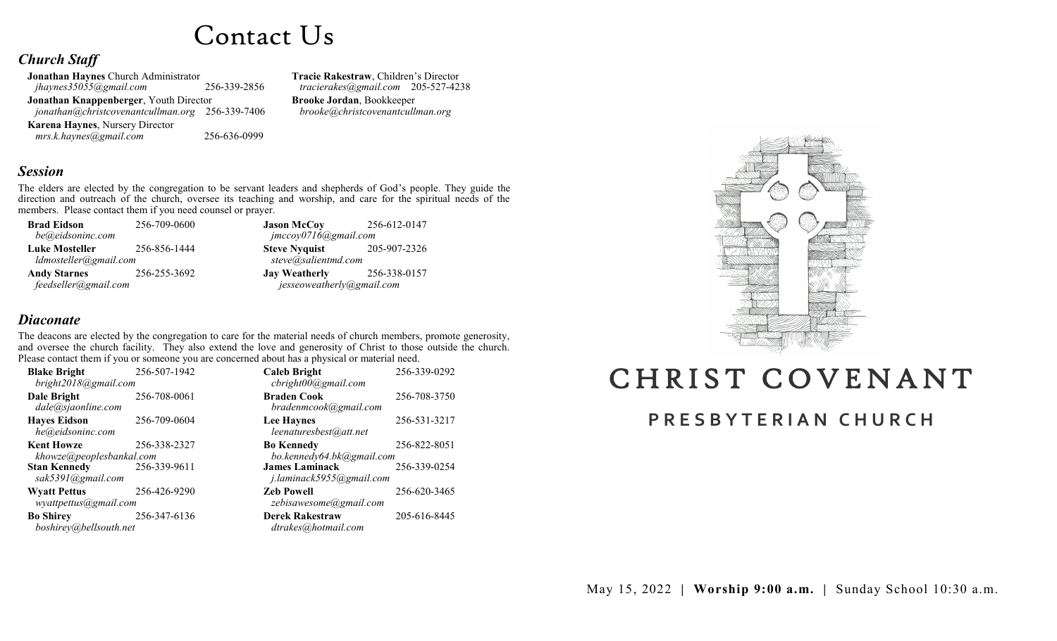# Contact Us

## *Church Staff*

**Jonathan Haynes** Church Administrator
*jhaynes35055@gmail.com* 256-339-2856

**Jonathan Knappenberger**, Youth Director
*jonathan@christcovenantcullman.org* 256-339-7406

**Karena Haynes**, Nursery Director
*mrs.k.haynes@gmail.com* 256-636-0999

**Tracie Rakestraw**, Children's Director
*tracierakes@gmail.com* 205-527-4238

**Brooke Jordan**, Bookkeeper
*brooke@christcovenantcullman.org*

## *Session*

The elders are elected by the congregation to be servant leaders and shepherds of God's people. They guide the direction and outreach of the church, oversee its teaching and worship, and care for the spiritual needs of the members. Please contact them if you need counsel or prayer.

**Brad Eidson** 256-709-0600
*be@eidsoninc.com*

**Luke Mosteller** 256-856-1444
*ldmosteller@gmail.com*

**Andy Starnes** 256-255-3692
*feedseller@gmail.com*

**Jason McCoy** 256-612-0147
*jmccoy0716@gmail.com*

**Steve Nyquist** 205-907-2326
*steve@salientmd.com*

**Jay Weatherly** 256-338-0157
*jesseoweatherly@gmail.com*

## *Diaconate*

The deacons are elected by the congregation to care for the material needs of church members, promote generosity, and oversee the church facility. They also extend the love and generosity of Christ to those outside the church. Please contact them if you or someone you are concerned about has a physical or material need.

**Blake Bright** 256-507-1942
*bright2018@gmail.com*

**Dale Bright** 256-708-0061
*dale@sjaonline.com*

**Hayes Eidson** 256-709-0604
*he@eidsoninc.com*

**Kent Howze** 256-338-2327
*khowze@peoplesbankal.com*

**Stan Kennedy** 256-339-9611
*sak5391@gmail.com*

**Wyatt Pettus** 256-426-9290
*wyattpettus@gmail.com*

**Bo Shirey** 256-347-6136
*boshirey@bellsouth.net*

**Caleb Bright** 256-339-0292
*cbright00@gmail.com*

**Braden Cook** 256-708-3750
*bradenmcook@gmail.com*

**Lee Haynes** 256-531-3217
*leenaturesbest@att.net*

**Bo Kennedy** 256-822-8051
*bo.kennedy64.bk@gmail.com*

**James Laminack** 256-339-0254
*j.laminack5955@gmail.com*

**Zeb Powell** 256-620-3465
*zebisawesome@gmail.com*

**Derek Rakestraw** 205-616-8445
*dtrakes@hotmail.com*

# CHRIST COVENANT

## PRESBYTERIAN CHURCH

May 15, 2022 | **Worship 9:00 a.m.** | Sunday School 10:30 a.m.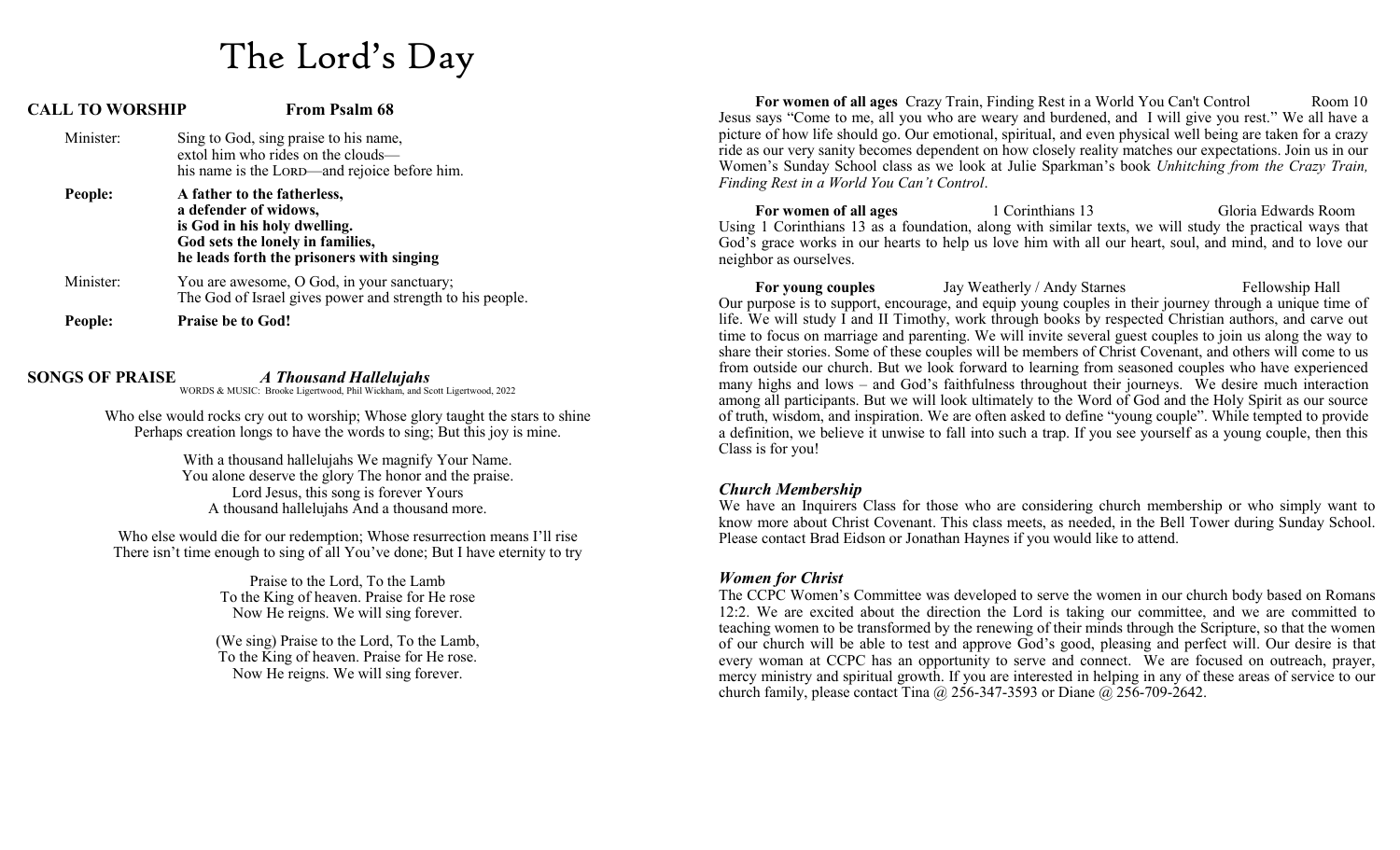# The Lord's Day

**CALL TO WORSHIP** **From Psalm 68**

Minister: Sing to God, sing praise to his name,
extol him who rides on the clouds—
his name is the LORD—and rejoice before him.

**People:** **A father to the fatherless,**
**a defender of widows,**
**is God in his holy dwelling.**
**God sets the lonely in families,**
**he leads forth the prisoners with singing**

Minister: You are awesome, O God, in your sanctuary;
The God of Israel gives power and strength to his people.

**People:** **Praise be to God!**

**SONGS OF PRAISE** ***A Thousand Hallelujahs***
WORDS & MUSIC: Brooke Ligertwood, Phil Wickham, and Scott Ligertwood, 2022

Who else would rocks cry out to worship; Whose glory taught the stars to shine
Perhaps creation longs to have the words to sing; But this joy is mine.

With a thousand hallelujahs We magnify Your Name.
You alone deserve the glory The honor and the praise.
Lord Jesus, this song is forever Yours
A thousand hallelujahs And a thousand more.

Who else would die for our redemption; Whose resurrection means I'll rise
There isn't time enough to sing of all You've done; But I have eternity to try

Praise to the Lord, To the Lamb
To the King of heaven. Praise for He rose
Now He reigns. We will sing forever.

(We sing) Praise to the Lord, To the Lamb,
To the King of heaven. Praise for He rose.
Now He reigns. We will sing forever.

**For women of all ages** Crazy Train, Finding Rest in a World You Can't Control Room 10
Jesus says "Come to me, all you who are weary and burdened, and I will give you rest." We all have a picture of how life should go. Our emotional, spiritual, and even physical well being are taken for a crazy ride as our very sanity becomes dependent on how closely reality matches our expectations. Join us in our Women's Sunday School class as we look at Julie Sparkman's book *Unhitching from the Crazy Train, Finding Rest in a World You Can't Control*.

**For women of all ages** 1 Corinthians 13 Gloria Edwards Room
Using 1 Corinthians 13 as a foundation, along with similar texts, we will study the practical ways that God's grace works in our hearts to help us love him with all our heart, soul, and mind, and to love our neighbor as ourselves.

**For young couples** Jay Weatherly / Andy Starnes Fellowship Hall
Our purpose is to support, encourage, and equip young couples in their journey through a unique time of life. We will study I and II Timothy, work through books by respected Christian authors, and carve out time to focus on marriage and parenting. We will invite several guest couples to join us along the way to share their stories. Some of these couples will be members of Christ Covenant, and others will come to us from outside our church. But we look forward to learning from seasoned couples who have experienced many highs and lows – and God's faithfulness throughout their journeys. We desire much interaction among all participants. But we will look ultimately to the Word of God and the Holy Spirit as our source of truth, wisdom, and inspiration. We are often asked to define "young couple". While tempted to provide a definition, we believe it unwise to fall into such a trap. If you see yourself as a young couple, then this Class is for you!

### *Church Membership*

We have an Inquirers Class for those who are considering church membership or who simply want to know more about Christ Covenant. This class meets, as needed, in the Bell Tower during Sunday School. Please contact Brad Eidson or Jonathan Haynes if you would like to attend.

### *Women for Christ*

The CCPC Women's Committee was developed to serve the women in our church body based on Romans 12:2. We are excited about the direction the Lord is taking our committee, and we are committed to teaching women to be transformed by the renewing of their minds through the Scripture, so that the women of our church will be able to test and approve God's good, pleasing and perfect will. Our desire is that every woman at CCPC has an opportunity to serve and connect. We are focused on outreach, prayer, mercy ministry and spiritual growth. If you are interested in helping in any of these areas of service to our church family, please contact Tina @ 256-347-3593 or Diane @ 256-709-2642.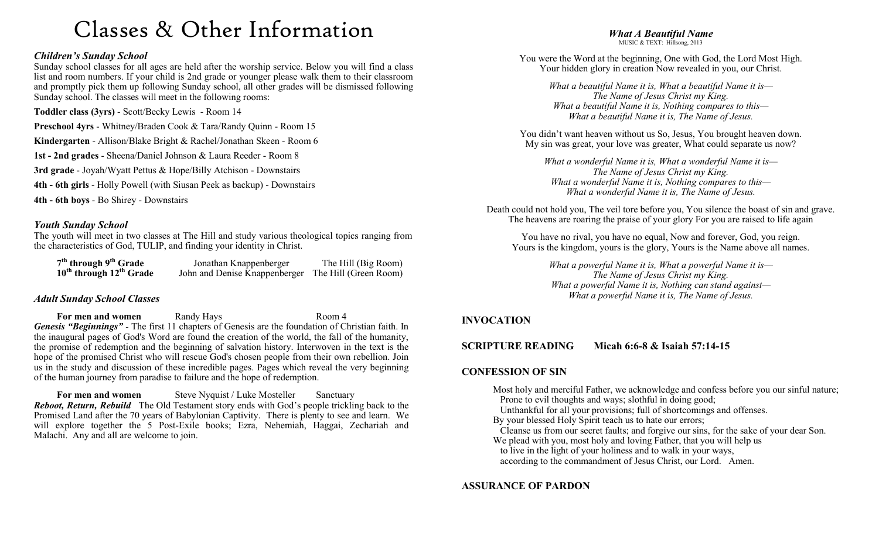# Classes & Other Information

### *Children's Sunday School*

Sunday school classes for all ages are held after the worship service. Below you will find a class list and room numbers. If your child is 2nd grade or younger please walk them to their classroom and promptly pick them up following Sunday school, all other grades will be dismissed following Sunday school. The classes will meet in the following rooms:

**Toddler class (3yrs)** - Scott/Becky Lewis - Room 14

**Preschool 4yrs** - Whitney/Braden Cook & Tara/Randy Quinn - Room 15

**Kindergarten** - Allison/Blake Bright & Rachel/Jonathan Skeen - Room 6

**1st - 2nd grades** - Sheena/Daniel Johnson & Laura Reeder - Room 8

**3rd grade** - Joyah/Wyatt Pettus & Hope/Billy Atchison - Downstairs

**4th - 6th girls** - Holly Powell (with Siusan Peek as backup) - Downstairs

**4th - 6th boys** - Bo Shirey - Downstairs

### *Youth Sunday School*

The youth will meet in two classes at The Hill and study various theological topics ranging from the characteristics of God, TULIP, and finding your identity in Christ.

| | | |
|---|---|---|
| **7th through 9th Grade** | Jonathan Knappenberger | The Hill (Big Room) |
| **10th through 12th Grade** | John and Denise Knappenberger | The Hill (Green Room) |

### *Adult Sunday School Classes*

**For men and women** Randy Hays Room 4

***Genesis "Beginnings"*** - The first 11 chapters of Genesis are the foundation of Christian faith. In the inaugural pages of God's Word are found the creation of the world, the fall of the humanity, the promise of redemption and the beginning of salvation history. Interwoven in the text is the hope of the promised Christ who will rescue God's chosen people from their own rebellion. Join us in the study and discussion of these incredible pages. Pages which reveal the very beginning of the human journey from paradise to failure and the hope of redemption.

**For men and women** Steve Nyquist / Luke Mosteller Sanctuary

***Reboot, Return, Rebuild*** The Old Testament story ends with God's people trickling back to the Promised Land after the 70 years of Babylonian Captivity. There is plenty to see and learn. We will explore together the 5 Post-Exile books; Ezra, Nehemiah, Haggai, Zechariah and Malachi. Any and all are welcome to join.

***What A Beautiful Name***
MUSIC & TEXT: Hillsong, 2013

You were the Word at the beginning, One with God, the Lord Most High.
Your hidden glory in creation Now revealed in you, our Christ.

*What a beautiful Name it is, What a beautiful Name it is—*
*The Name of Jesus Christ my King.*
*What a beautiful Name it is, Nothing compares to this—*
*What a beautiful Name it is, The Name of Jesus.*

You didn't want heaven without us So, Jesus, You brought heaven down.
My sin was great, your love was greater, What could separate us now?

*What a wonderful Name it is, What a wonderful Name it is—*
*The Name of Jesus Christ my King.*
*What a wonderful Name it is, Nothing compares to this—*
*What a wonderful Name it is, The Name of Jesus.*

Death could not hold you, The veil tore before you, You silence the boast of sin and grave.
The heavens are roaring the praise of your glory For you are raised to life again

You have no rival, you have no equal, Now and forever, God, you reign.
Yours is the kingdom, yours is the glory, Yours is the Name above all names.

*What a powerful Name it is, What a powerful Name it is—*
*The Name of Jesus Christ my King.*
*What a powerful Name it is, Nothing can stand against—*
*What a powerful Name it is, The Name of Jesus.*

**INVOCATION**

**SCRIPTURE READING Micah 6:6-8 & Isaiah 57:14-15**

**CONFESSION OF SIN**

Most holy and merciful Father, we acknowledge and confess before you our sinful nature;
Prone to evil thoughts and ways; slothful in doing good;
Unthankful for all your provisions; full of shortcomings and offenses.
By your blessed Holy Spirit teach us to hate our errors;
Cleanse us from our secret faults; and forgive our sins, for the sake of your dear Son.
We plead with you, most holy and loving Father, that you will help us
to live in the light of your holiness and to walk in your ways,
according to the commandment of Jesus Christ, our Lord. Amen.

**ASSURANCE OF PARDON**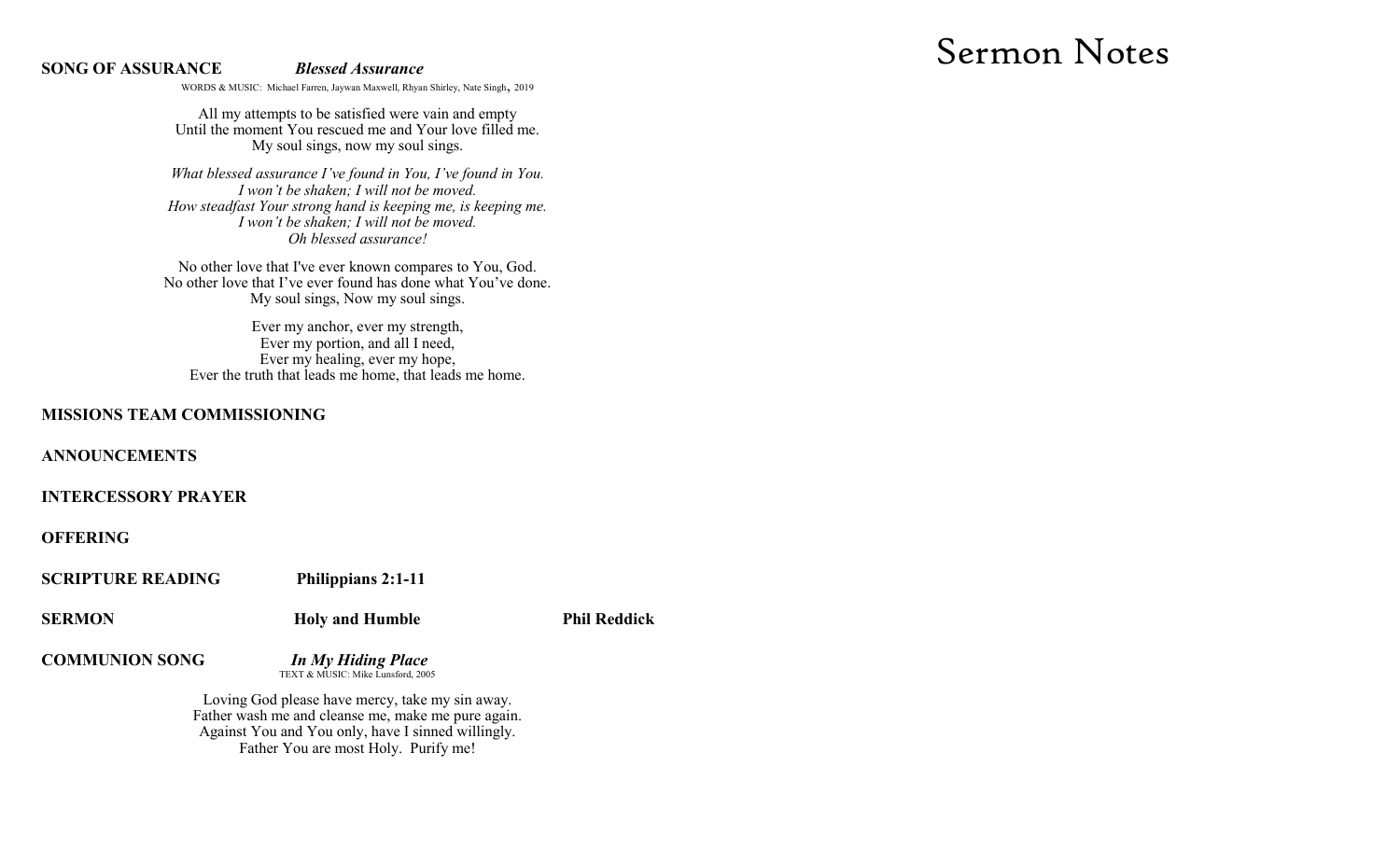**SONG OF ASSURANCE** ***Blessed Assurance***

WORDS & MUSIC: Michael Farren, Jaywan Maxwell, Rhyan Shirley, Nate Singh, 2019

All my attempts to be satisfied were vain and empty
Until the moment You rescued me and Your love filled me.
My soul sings, now my soul sings.

*What blessed assurance I've found in You, I've found in You.*
*I won't be shaken; I will not be moved.*
*How steadfast Your strong hand is keeping me, is keeping me.*
*I won't be shaken; I will not be moved.*
*Oh blessed assurance!*

No other love that I've ever known compares to You, God.
No other love that I've ever found has done what You've done.
My soul sings, Now my soul sings.

Ever my anchor, ever my strength,
Ever my portion, and all I need,
Ever my healing, ever my hope,
Ever the truth that leads me home, that leads me home.

**MISSIONS TEAM COMMISSIONING**

**ANNOUNCEMENTS**

**INTERCESSORY PRAYER**

**OFFERING**

**SCRIPTURE READING** **Philippians 2:1-11**

**SERMON** **Holy and Humble** **Phil Reddick**

**COMMUNION SONG** ***In My Hiding Place***

TEXT & MUSIC: Mike Lunsford, 2005

Loving God please have mercy, take my sin away.
Father wash me and cleanse me, make me pure again.
Against You and You only, have I sinned willingly.
Father You are most Holy. Purify me!

# Sermon Notes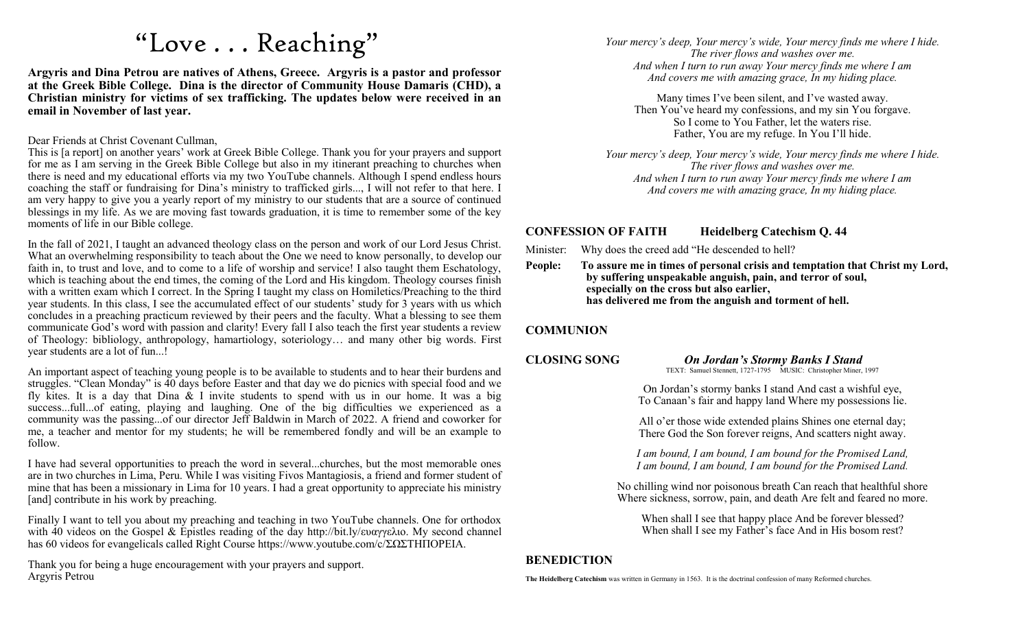# "Love . . . Reaching"

**Argyris and Dina Petrou are natives of Athens, Greece. Argyris is a pastor and professor at the Greek Bible College. Dina is the director of Community House Damaris (CHD), a Christian ministry for victims of sex trafficking. The updates below were received in an email in November of last year.**

Dear Friends at Christ Covenant Cullman,

This is [a report] on another years' work at Greek Bible College. Thank you for your prayers and support for me as I am serving in the Greek Bible College but also in my itinerant preaching to churches when there is need and my educational efforts via my two YouTube channels. Although I spend endless hours coaching the staff or fundraising for Dina's ministry to trafficked girls..., I will not refer to that here. I am very happy to give you a yearly report of my ministry to our students that are a source of continued blessings in my life. As we are moving fast towards graduation, it is time to remember some of the key moments of life in our Bible college.

In the fall of 2021, I taught an advanced theology class on the person and work of our Lord Jesus Christ. What an overwhelming responsibility to teach about the One we need to know personally, to develop our faith in, to trust and love, and to come to a life of worship and service! I also taught them Eschatology, which is teaching about the end times, the coming of the Lord and His kingdom. Theology courses finish with a written exam which I correct. In the Spring I taught my class on Homiletics/Preaching to the third year students. In this class, I see the accumulated effect of our students' study for 3 years with us which concludes in a preaching practicum reviewed by their peers and the faculty. What a blessing to see them communicate God's word with passion and clarity! Every fall I also teach the first year students a review of Theology: bibliology, anthropology, hamartiology, soteriology… and many other big words. First year students are a lot of fun...!

An important aspect of teaching young people is to be available to students and to hear their burdens and struggles. "Clean Monday" is 40 days before Easter and that day we do picnics with special food and we fly kites. It is a day that Dina & I invite students to spend with us in our home. It was a big success...full...of eating, playing and laughing. One of the big difficulties we experienced as a community was the passing...of our director Jeff Baldwin in March of 2022. A friend and coworker for me, a teacher and mentor for my students; he will be remembered fondly and will be an example to follow.

I have had several opportunities to preach the word in several...churches, but the most memorable ones are in two churches in Lima, Peru. While I was visiting Fivos Mantagiosis, a friend and former student of mine that has been a missionary in Lima for 10 years. I had a great opportunity to appreciate his ministry [and] contribute in his work by preaching.

Finally I want to tell you about my preaching and teaching in two YouTube channels. One for orthodox with 40 videos on the Gospel & Epistles reading of the day http://bit.ly/ευαγγελιο. My second channel has 60 videos for evangelicals called Right Course https://www.youtube.com/c/ΣΩΣΤΗΠΟΡΕΙΑ.

Thank you for being a huge encouragement with your prayers and support.
Argyris Petrou

*Your mercy's deep, Your mercy's wide, Your mercy finds me where I hide.*
*The river flows and washes over me.*
*And when I turn to run away Your mercy finds me where I am*
*And covers me with amazing grace, In my hiding place.*

Many times I've been silent, and I've wasted away.
Then You've heard my confessions, and my sin You forgave.
So I come to You Father, let the waters rise.
Father, You are my refuge. In You I'll hide.

*Your mercy's deep, Your mercy's wide, Your mercy finds me where I hide.*
*The river flows and washes over me.*
*And when I turn to run away Your mercy finds me where I am*
*And covers me with amazing grace, In my hiding place.*

## CONFESSION OF FAITH — Heidelberg Catechism Q. 44

Minister: Why does the creed add "He descended to hell?

**People: To assure me in times of personal crisis and temptation that Christ my Lord, by suffering unspeakable anguish, pain, and terror of soul, especially on the cross but also earlier, has delivered me from the anguish and torment of hell.**

## COMMUNION

## CLOSING SONG — *On Jordan's Stormy Banks I Stand*

TEXT: Samuel Stennett, 1727-1795 MUSIC: Christopher Miner, 1997

On Jordan's stormy banks I stand And cast a wishful eye,
To Canaan's fair and happy land Where my possessions lie.

All o'er those wide extended plains Shines one eternal day;
There God the Son forever reigns, And scatters night away.

*I am bound, I am bound, I am bound for the Promised Land,*
*I am bound, I am bound, I am bound for the Promised Land.*

No chilling wind nor poisonous breath Can reach that healthful shore
Where sickness, sorrow, pain, and death Are felt and feared no more.

When shall I see that happy place And be forever blessed?
When shall I see my Father's face And in His bosom rest?

## BENEDICTION

**The Heidelberg Catechism** was written in Germany in 1563. It is the doctrinal confession of many Reformed churches.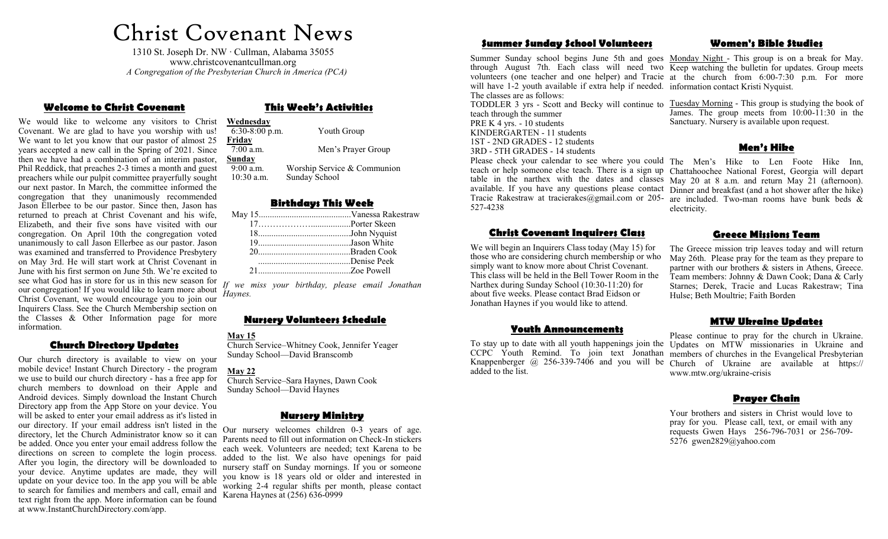# Christ Covenant News

1310 St. Joseph Dr. NW · Cullman, Alabama 35055
www.christcovenantcullman.org
*A Congregation of the Presbyterian Church in America (PCA)*

## Welcome to Christ Covenant

We would like to welcome any visitors to Christ Covenant. We are glad to have you worship with us! We want to let you know that our pastor of almost 25 years accepted a new call in the Spring of 2021. Since then we have had a combination of an interim pastor, Phil Reddick, that preaches 2-3 times a month and guest preachers while our pulpit committee prayerfully sought our next pastor. In March, the committee informed the congregation that they unanimously recommended Jason Ellerbee to be our pastor. Since then, Jason has returned to preach at Christ Covenant and his wife, Elizabeth, and their five sons have visited with our congregation. On April 10th the congregation voted unanimously to call Jason Ellerbee as our pastor. Jason was examined and transferred to Providence Presbytery on May 3rd. He will start work at Christ Covenant in June with his first sermon on June 5th. We're excited to see what God has in store for us in this new season for our congregation! If you would like to learn more about Christ Covenant, we would encourage you to join our Inquirers Class. See the Church Membership section on the Classes & Other Information page for more information.

## Church Directory Updates

Our church directory is available to view on your mobile device! Instant Church Directory - the program we use to build our church directory - has a free app for church members to download on their Apple and Android devices. Simply download the Instant Church Directory app from the App Store on your device. You will be asked to enter your email address as it's listed in our directory. If your email address isn't listed in the directory, let the Church Administrator know so it can be added. Once you enter your email address follow the directions on screen to complete the login process. After you login, the directory will be downloaded to your device. Anytime updates are made, they will update on your device too. In the app you will be able to search for families and members and call, email and text right from the app. More information can be found at www.InstantChurchDirectory.com/app.

## This Week's Activities

**Wednesday**
6:30-8:00 p.m. — Youth Group

**Friday**
7:00 a.m. — Men's Prayer Group

**Sunday**
9:00 a.m. — Worship Service & Communion
10:30 a.m. — Sunday School

## Birthdays This Week

May 15..........Vanessa Rakestraw
17..........Porter Skeen
18..........John Nyquist
19..........Jason White
20..........Braden Cook
..........Denise Peek
21..........Zoe Powell

*If we miss your birthday, please email Jonathan Haynes.*

## Nursery Volunteers Schedule

**May 15**
Church Service–Whitney Cook, Jennifer Yeager
Sunday School—David Branscomb

**May 22**
Church Service–Sara Haynes, Dawn Cook
Sunday School—David Haynes

## Nursery Ministry

Our nursery welcomes children 0-3 years of age. Parents need to fill out information on Check-In stickers each week. Volunteers are needed; text Karena to be added to the list. We also have openings for paid nursery staff on Sunday mornings. If you or someone you know is 18 years old or older and interested in working 2-4 regular shifts per month, please contact Karena Haynes at (256) 636-0999

## Summer Sunday School Volunteers

Summer Sunday school begins June 5th and goes through August 7th. Each class will need two volunteers (one teacher and one helper) and Tracie will have 1-2 youth available if extra help if needed. The classes are as follows:

TODDLER 3 yrs - Scott and Becky will continue to teach through the summer
PRE K 4 yrs. - 10 students
KINDERGARTEN - 11 students
1ST - 2ND GRADES - 12 students
3RD - 5TH GRADES - 14 students

Please check your calendar to see where you could teach or help someone else teach. There is a sign up table in the narthex with the dates and classes available. If you have any questions please contact Tracie Rakestraw at tracierakes@gmail.com or 205-527-4238

## Christ Covenant Inquirers Class

We will begin an Inquirers Class today (May 15) for those who are considering church membership or who simply want to know more about Christ Covenant. This class will be held in the Bell Tower Room in the Narthex during Sunday School (10:30-11:20) for about five weeks. Please contact Brad Eidson or Jonathan Haynes if you would like to attend.

## Youth Announcements

To stay up to date with all youth happenings join the CCPC Youth Remind. To join text Jonathan Knappenberger @ 256-339-7406 and you will be added to the list.

## Women's Bible Studies

Monday Night - This group is on a break for May. Keep watching the bulletin for updates. Group meets at the church from 6:00-7:30 p.m. For more information contact Kristi Nyquist.

Tuesday Morning - This group is studying the book of James. The group meets from 10:00-11:30 in the Sanctuary. Nursery is available upon request.

## Men's Hike

The Men's Hike to Len Foote Hike Inn, Chattahoochee National Forest, Georgia will depart May 20 at 8 a.m. and return May 21 (afternoon). Dinner and breakfast (and a hot shower after the hike) are included. Two-man rooms have bunk beds & electricity.

## Greece Missions Team

The Greece mission trip leaves today and will return May 26th. Please pray for the team as they prepare to partner with our brothers & sisters in Athens, Greece. Team members: Johnny & Dawn Cook; Dana & Carly Starnes; Derek, Tracie and Lucas Rakestraw; Tina Hulse; Beth Moultrie; Faith Borden

## MTW Ukraine Updates

Please continue to pray for the church in Ukraine. Updates on MTW missionaries in Ukraine and members of churches in the Evangelical Presbyterian Church of Ukraine are available at https://www.mtw.org/ukraine-crisis

## Prayer Chain

Your brothers and sisters in Christ would love to pray for you. Please call, text, or email with any requests Gwen Hays 256-796-7031 or 256-709-5276 gwen2829@yahoo.com